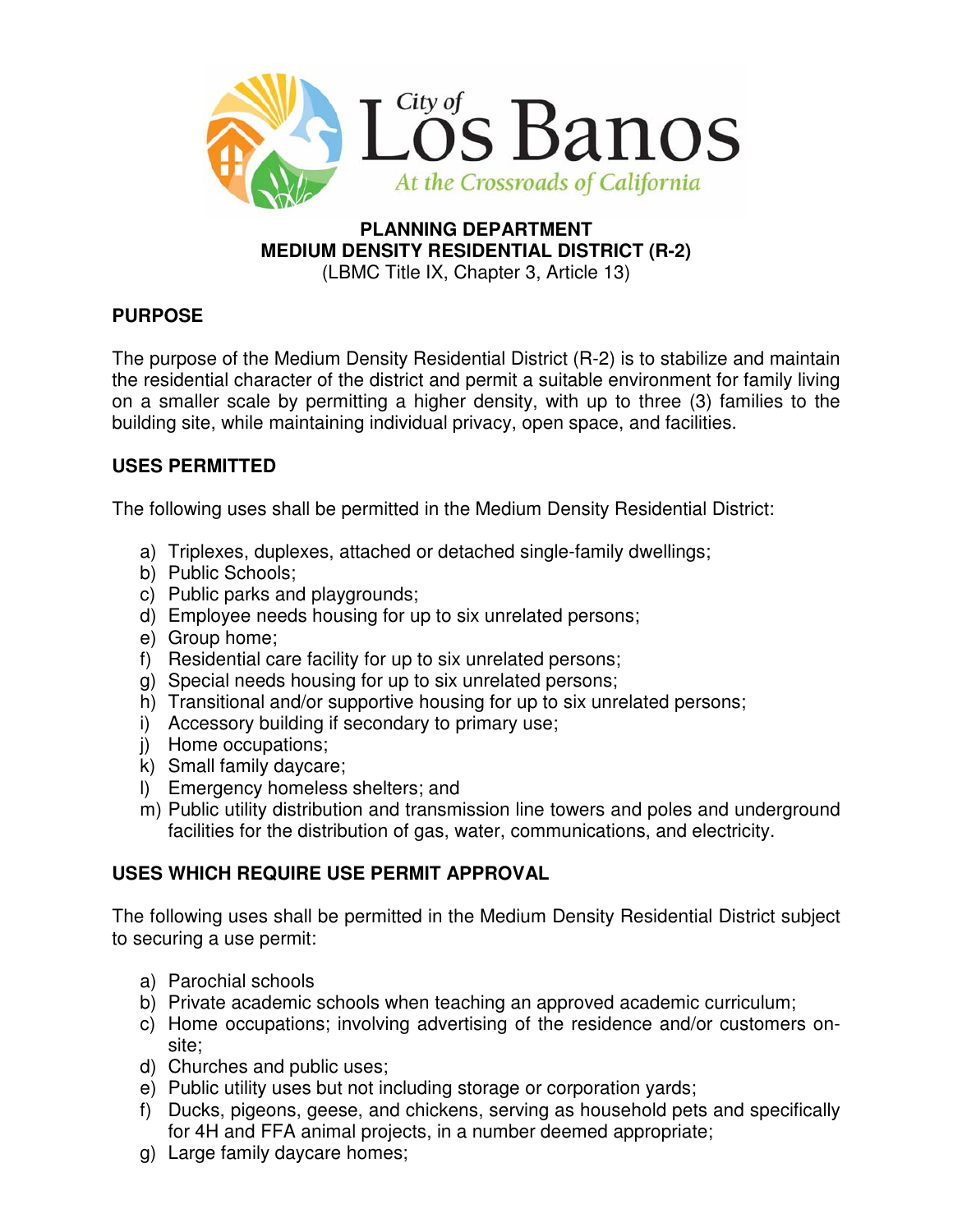City of Los Banos

*At the Crossroads of California*

**PLANNING DEPARTMENT**
**MEDIUM DENSITY RESIDENTIAL DISTRICT (R-2)**
(LBMC Title IX, Chapter 3, Article 13)

## PURPOSE

The purpose of the Medium Density Residential District (R-2) is to stabilize and maintain the residential character of the district and permit a suitable environment for family living on a smaller scale by permitting a higher density, with up to three (3) families to the building site, while maintaining individual privacy, open space, and facilities.

## USES PERMITTED

The following uses shall be permitted in the Medium Density Residential District:

a) Triplexes, duplexes, attached or detached single-family dwellings;
b) Public Schools;
c) Public parks and playgrounds;
d) Employee needs housing for up to six unrelated persons;
e) Group home;
f) Residential care facility for up to six unrelated persons;
g) Special needs housing for up to six unrelated persons;
h) Transitional and/or supportive housing for up to six unrelated persons;
i) Accessory building if secondary to primary use;
j) Home occupations;
k) Small family daycare;
l) Emergency homeless shelters; and
m) Public utility distribution and transmission line towers and poles and underground facilities for the distribution of gas, water, communications, and electricity.

## USES WHICH REQUIRE USE PERMIT APPROVAL

The following uses shall be permitted in the Medium Density Residential District subject to securing a use permit:

a) Parochial schools
b) Private academic schools when teaching an approved academic curriculum;
c) Home occupations; involving advertising of the residence and/or customers on-site;
d) Churches and public uses;
e) Public utility uses but not including storage or corporation yards;
f) Ducks, pigeons, geese, and chickens, serving as household pets and specifically for 4H and FFA animal projects, in a number deemed appropriate;
g) Large family daycare homes;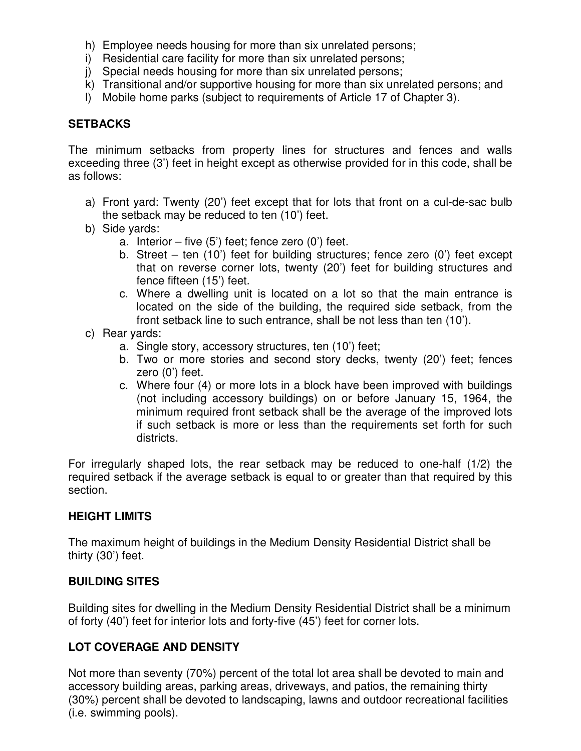h) Employee needs housing for more than six unrelated persons;
i) Residential care facility for more than six unrelated persons;
j) Special needs housing for more than six unrelated persons;
k) Transitional and/or supportive housing for more than six unrelated persons; and
l) Mobile home parks (subject to requirements of Article 17 of Chapter 3).

**SETBACKS**

The minimum setbacks from property lines for structures and fences and walls exceeding three (3') feet in height except as otherwise provided for in this code, shall be as follows:

a) Front yard: Twenty (20') feet except that for lots that front on a cul-de-sac bulb the setback may be reduced to ten (10') feet.
b) Side yards:
    a. Interior – five (5') feet; fence zero (0') feet.
    b. Street – ten (10') feet for building structures; fence zero (0') feet except that on reverse corner lots, twenty (20') feet for building structures and fence fifteen (15') feet.
    c. Where a dwelling unit is located on a lot so that the main entrance is located on the side of the building, the required side setback, from the front setback line to such entrance, shall be not less than ten (10').
c) Rear yards:
    a. Single story, accessory structures, ten (10') feet;
    b. Two or more stories and second story decks, twenty (20') feet; fences zero (0') feet.
    c. Where four (4) or more lots in a block have been improved with buildings (not including accessory buildings) on or before January 15, 1964, the minimum required front setback shall be the average of the improved lots if such setback is more or less than the requirements set forth for such districts.

For irregularly shaped lots, the rear setback may be reduced to one-half (1/2) the required setback if the average setback is equal to or greater than that required by this section.

**HEIGHT LIMITS**

The maximum height of buildings in the Medium Density Residential District shall be thirty (30') feet.

**BUILDING SITES**

Building sites for dwelling in the Medium Density Residential District shall be a minimum of forty (40') feet for interior lots and forty-five (45') feet for corner lots.

**LOT COVERAGE AND DENSITY**

Not more than seventy (70%) percent of the total lot area shall be devoted to main and accessory building areas, parking areas, driveways, and patios, the remaining thirty (30%) percent shall be devoted to landscaping, lawns and outdoor recreational facilities (i.e. swimming pools).